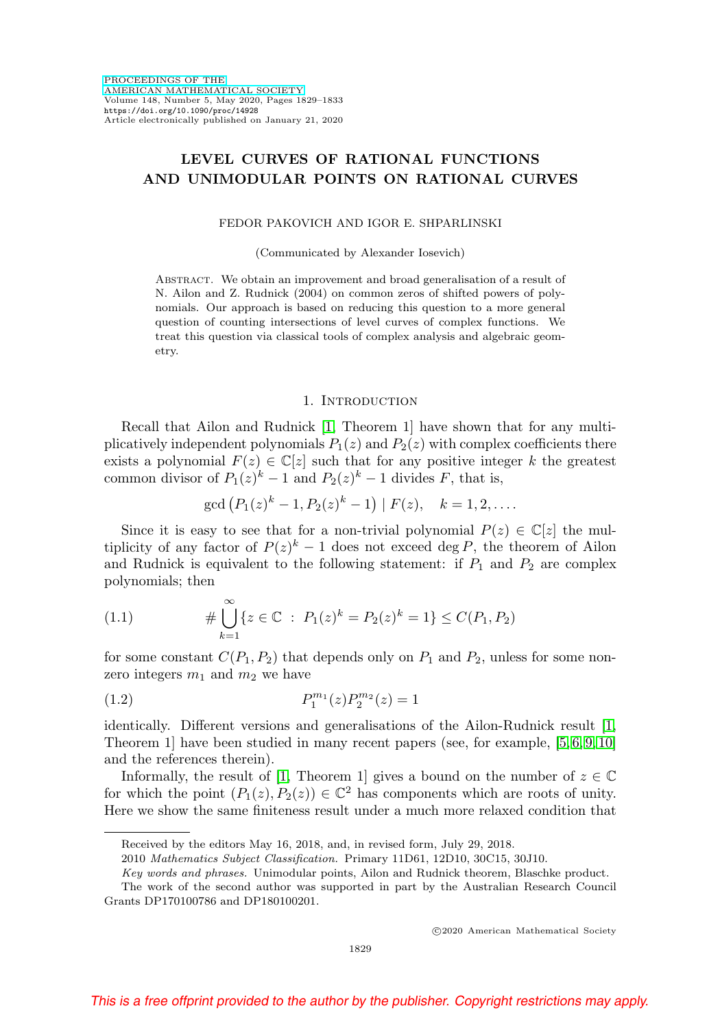# LEVEL CURVES OF RATIONAL FUNCTIONS AND UNIMODULAR POINTS ON RATIONAL CURVES

FEDOR PAKOVICH AND IGOR E. SHPARLINSKI

(Communicated by Alexander Iosevich)

ABSTRACT. We obtain an improvement and broad generalisation of a result of N. Ailon and Z. Rudnick (2004) on common zeros of shifted powers of polynomials. Our approach is based on reducing this question to a more general question of counting intersections of level curves of complex functions. We treat this question via classical tools of complex analysis and algebraic geometry.

## 1. Introduction

Recall that Ailon and Rudnick [1, Theorem 1] have shown that for any multiplicatively independent polynomials $P_1(z)$ and $P_2(z)$ with complex coefficients there exists a polynomial $F(z) \in \mathbb{C}[z]$ such that for any positive integer $k$ the greatest common divisor of $P_1(z)^k - 1$ and $P_2(z)^k - 1$ divides $F$, that is,

$$\gcd\left(P_1(z)^k - 1, P_2(z)^k - 1\right) \mid F(z), \quad k = 1, 2, \ldots.$$

Since it is easy to see that for a non-trivial polynomial $P(z) \in \mathbb{C}[z]$ the multiplicity of any factor of $P(z)^k - 1$ does not exceed $\deg P$, the theorem of Ailon and Rudnick is equivalent to the following statement: if $P_1$ and $P_2$ are complex polynomials; then

$$\# \bigcup_{k=1}^{\infty} \{z \in \mathbb{C} \ : \ P_1(z)^k = P_2(z)^k = 1\} \le C(P_1, P_2) \tag{1.1}$$

for some constant $C(P_1, P_2)$ that depends only on $P_1$ and $P_2$, unless for some non-zero integers $m_1$ and $m_2$ we have

$$P_1^{m_1}(z) P_2^{m_2}(z) = 1 \tag{1.2}$$

identically. Different versions and generalisations of the Ailon-Rudnick result [1, Theorem 1] have been studied in many recent papers (see, for example, [5, 6, 9, 10] and the references therein).

Informally, the result of [1, Theorem 1] gives a bound on the number of $z \in \mathbb{C}$ for which the point $(P_1(z), P_2(z)) \in \mathbb{C}^2$ has components which are roots of unity. Here we show the same finiteness result under a much more relaxed condition that

---

Received by the editors May 16, 2018, and, in revised form, July 29, 2018.

2010 *Mathematics Subject Classification.* Primary 11D61, 12D10, 30C15, 30J10.

*Key words and phrases.* Unimodular points, Ailon and Rudnick theorem, Blaschke product.

The work of the second author was supported in part by the Australian Research Council Grants DP170100786 and DP180100201.

©2020 American Mathematical Society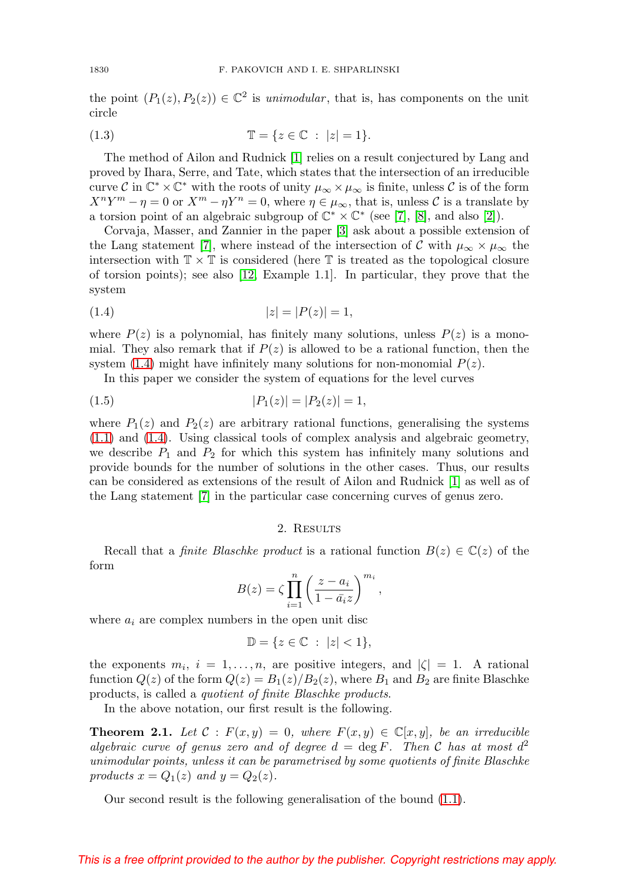the point $(P_1(z), P_2(z)) \in \mathbb{C}^2$ is *unimodular*, that is, has components on the unit circle

$$\mathbb{T} = \{z \in \mathbb{C} \ : \ |z| = 1\}. \tag{1.3}$$

The method of Ailon and Rudnick [1] relies on a result conjectured by Lang and proved by Ihara, Serre, and Tate, which states that the intersection of an irreducible curve $\mathcal{C}$ in $\mathbb{C}^* \times \mathbb{C}^*$ with the roots of unity $\mu_\infty \times \mu_\infty$ is finite, unless $\mathcal{C}$ is of the form $X^n Y^m - \eta = 0$ or $X^m - \eta Y^n = 0$, where $\eta \in \mu_\infty$, that is, unless $\mathcal{C}$ is a translate by a torsion point of an algebraic subgroup of $\mathbb{C}^* \times \mathbb{C}^*$ (see [7], [8], and also [2]).

Corvaja, Masser, and Zannier in the paper [3] ask about a possible extension of the Lang statement [7], where instead of the intersection of $\mathcal{C}$ with $\mu_\infty \times \mu_\infty$ the intersection with $\mathbb{T} \times \mathbb{T}$ is considered (here $\mathbb{T}$ is treated as the topological closure of torsion points); see also [12, Example 1.1]. In particular, they prove that the system

$$|z| = |P(z)| = 1, \tag{1.4}$$

where $P(z)$ is a polynomial, has finitely many solutions, unless $P(z)$ is a monomial. They also remark that if $P(z)$ is allowed to be a rational function, then the system (1.4) might have infinitely many solutions for non-monomial $P(z)$.

In this paper we consider the system of equations for the level curves

$$|P_1(z)| = |P_2(z)| = 1, \tag{1.5}$$

where $P_1(z)$ and $P_2(z)$ are arbitrary rational functions, generalising the systems (1.1) and (1.4). Using classical tools of complex analysis and algebraic geometry, we describe $P_1$ and $P_2$ for which this system has infinitely many solutions and provide bounds for the number of solutions in the other cases. Thus, our results can be considered as extensions of the result of Ailon and Rudnick [1] as well as of the Lang statement [7] in the particular case concerning curves of genus zero.

## 2. Results

Recall that a *finite Blaschke product* is a rational function $B(z) \in \mathbb{C}(z)$ of the form

$$B(z) = \zeta \prod_{i=1}^{n} \left( \frac{z - a_i}{1 - \bar{a}_i z} \right)^{m_i},$$

where $a_i$ are complex numbers in the open unit disc

$$\mathbb{D} = \{z \in \mathbb{C} \ : \ |z| < 1\},$$

the exponents $m_i$, $i = 1, \ldots, n$, are positive integers, and $|\zeta| = 1$. A rational function $Q(z)$ of the form $Q(z) = B_1(z)/B_2(z)$, where $B_1$ and $B_2$ are finite Blaschke products, is called a *quotient of finite Blaschke products*.

In the above notation, our first result is the following.

**Theorem 2.1.** *Let $\mathcal{C} : F(x, y) = 0$, where $F(x, y) \in \mathbb{C}[x, y]$, be an irreducible algebraic curve of genus zero and of degree $d = \deg F$. Then $\mathcal{C}$ has at most $d^2$ unimodular points, unless it can be parametrised by some quotients of finite Blaschke products $x = Q_1(z)$ and $y = Q_2(z)$.*

Our second result is the following generalisation of the bound (1.1).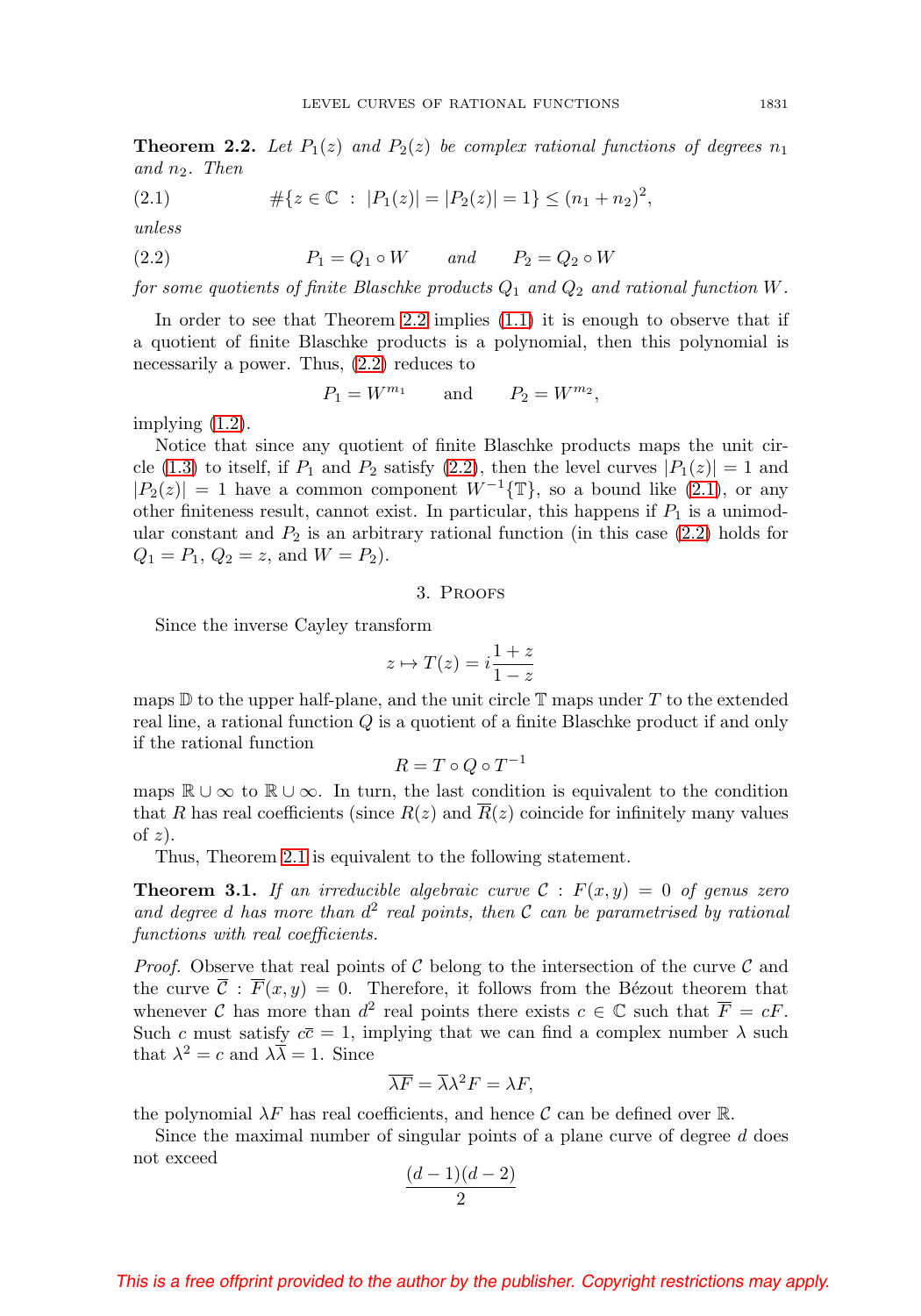**Theorem 2.2.** *Let $P_1(z)$ and $P_2(z)$ be complex rational functions of degrees $n_1$ and $n_2$. Then*

$$\#\{z \in \mathbb{C} \ : \ |P_1(z)| = |P_2(z)| = 1\} \leq (n_1 + n_2)^2, \tag{2.1}$$

*unless*

$$P_1 = Q_1 \circ W \qquad \text{and} \qquad P_2 = Q_2 \circ W \tag{2.2}$$

*for some quotients of finite Blaschke products $Q_1$ and $Q_2$ and rational function $W$.*

In order to see that Theorem 2.2 implies (1.1) it is enough to observe that if a quotient of finite Blaschke products is a polynomial, then this polynomial is necessarily a power. Thus, (2.2) reduces to

$$P_1 = W^{m_1} \qquad \text{and} \qquad P_2 = W^{m_2},$$

implying (1.2).

Notice that since any quotient of finite Blaschke products maps the unit circle (1.3) to itself, if $P_1$ and $P_2$ satisfy (2.2), then the level curves $|P_1(z)| = 1$ and $|P_2(z)| = 1$ have a common component $W^{-1}\{\mathbb{T}\}$, so a bound like (2.1), or any other finiteness result, cannot exist. In particular, this happens if $P_1$ is a unimodular constant and $P_2$ is an arbitrary rational function (in this case (2.2) holds for $Q_1 = P_1$, $Q_2 = z$, and $W = P_2$).

## 3. Proofs

Since the inverse Cayley transform

$$z \mapsto T(z) = i\frac{1+z}{1-z}$$

maps $\mathbb{D}$ to the upper half-plane, and the unit circle $\mathbb{T}$ maps under $T$ to the extended real line, a rational function $Q$ is a quotient of a finite Blaschke product if and only if the rational function

$$R = T \circ Q \circ T^{-1}$$

maps $\mathbb{R} \cup \infty$ to $\mathbb{R} \cup \infty$. In turn, the last condition is equivalent to the condition that $R$ has real coefficients (since $R(z)$ and $\overline{R}(z)$ coincide for infinitely many values of $z$).

Thus, Theorem 2.1 is equivalent to the following statement.

**Theorem 3.1.** *If an irreducible algebraic curve $\mathcal{C} : F(x, y) = 0$ of genus zero and degree $d$ has more than $d^2$ real points, then $\mathcal{C}$ can be parametrised by rational functions with real coefficients.*

*Proof.* Observe that real points of $\mathcal{C}$ belong to the intersection of the curve $\mathcal{C}$ and the curve $\overline{\mathcal{C}} : \overline{F}(x, y) = 0$. Therefore, it follows from the Bézout theorem that whenever $\mathcal{C}$ has more than $d^2$ real points there exists $c \in \mathbb{C}$ such that $\overline{F} = cF$. Such $c$ must satisfy $c\overline{c} = 1$, implying that we can find a complex number $\lambda$ such that $\lambda^2 = c$ and $\lambda\overline{\lambda} = 1$. Since

$$\overline{\lambda F} = \overline{\lambda}\lambda^2 F = \lambda F,$$

the polynomial $\lambda F$ has real coefficients, and hence $\mathcal{C}$ can be defined over $\mathbb{R}$.

Since the maximal number of singular points of a plane curve of degree $d$ does not exceed

$$\frac{(d-1)(d-2)}{2}$$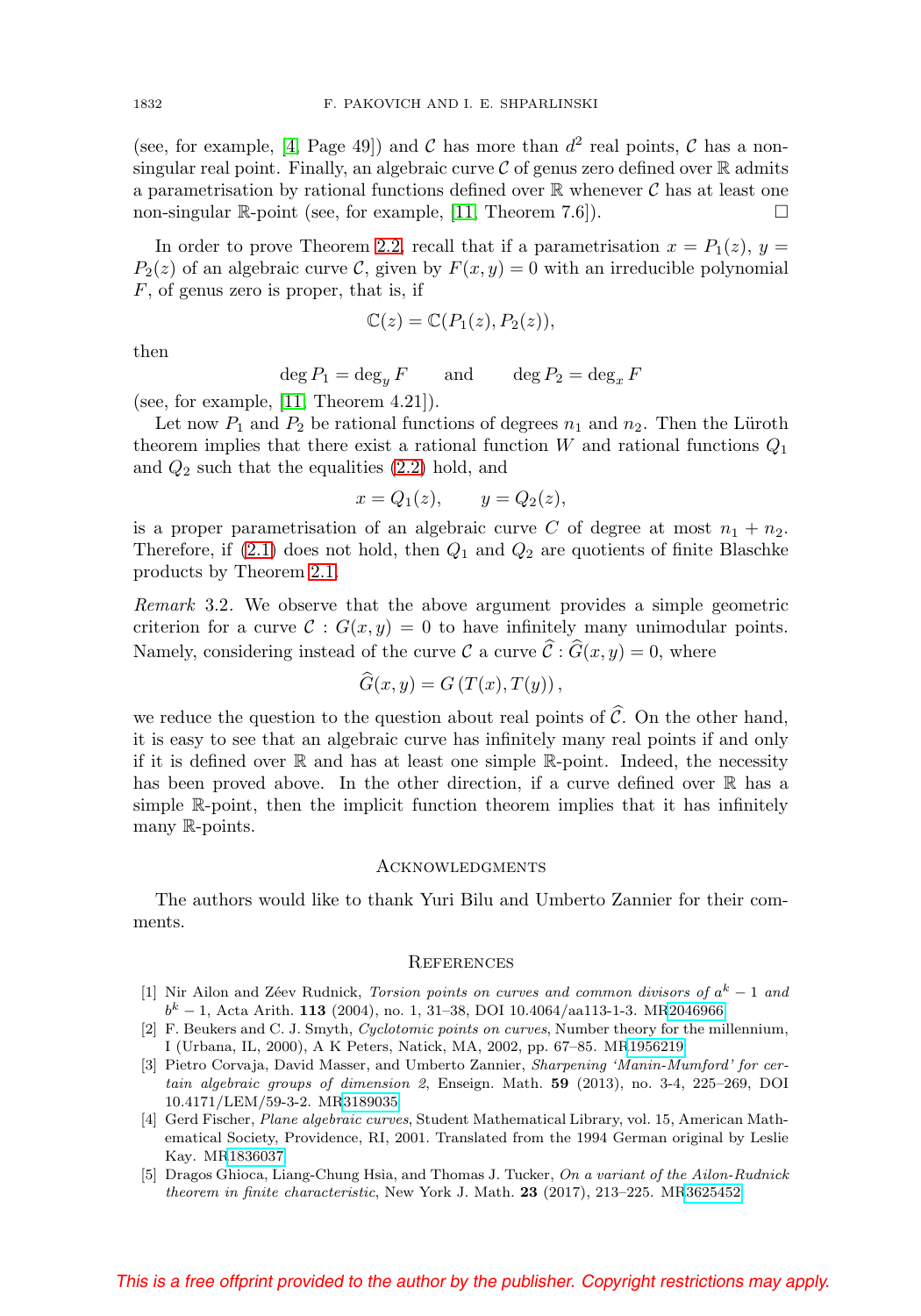(see, for example, [4, Page 49]) and $\mathcal{C}$ has more than $d^2$ real points, $\mathcal{C}$ has a non-singular real point. Finally, an algebraic curve $\mathcal{C}$ of genus zero defined over $\mathbb{R}$ admits a parametrisation by rational functions defined over $\mathbb{R}$ whenever $\mathcal{C}$ has at least one non-singular $\mathbb{R}$-point (see, for example, [11, Theorem 7.6]). $\square$

In order to prove Theorem 2.2, recall that if a parametrisation $x = P_1(z)$, $y = P_2(z)$ of an algebraic curve $\mathcal{C}$, given by $F(x, y) = 0$ with an irreducible polynomial $F$, of genus zero is proper, that is, if

$$\mathbb{C}(z) = \mathbb{C}(P_1(z), P_2(z)),$$

then

$$\deg P_1 = \deg_y F \qquad \text{and} \qquad \deg P_2 = \deg_x F$$

(see, for example, [11, Theorem 4.21]).

Let now $P_1$ and $P_2$ be rational functions of degrees $n_1$ and $n_2$. Then the Lüroth theorem implies that there exist a rational function $W$ and rational functions $Q_1$ and $Q_2$ such that the equalities (2.2) hold, and

$$x = Q_1(z), \qquad y = Q_2(z),$$

is a proper parametrisation of an algebraic curve $C$ of degree at most $n_1 + n_2$. Therefore, if (2.1) does not hold, then $Q_1$ and $Q_2$ are quotients of finite Blaschke products by Theorem 2.1.

*Remark* 3.2. We observe that the above argument provides a simple geometric criterion for a curve $\mathcal{C} : G(x, y) = 0$ to have infinitely many unimodular points. Namely, considering instead of the curve $\mathcal{C}$ a curve $\widehat{\mathcal{C}} : \widehat{G}(x, y) = 0$, where

$$\widehat{G}(x, y) = G\left(T(x), T(y)\right),$$

we reduce the question to the question about real points of $\widehat{\mathcal{C}}$. On the other hand, it is easy to see that an algebraic curve has infinitely many real points if and only if it is defined over $\mathbb{R}$ and has at least one simple $\mathbb{R}$-point. Indeed, the necessity has been proved above. In the other direction, if a curve defined over $\mathbb{R}$ has a simple $\mathbb{R}$-point, then the implicit function theorem implies that it has infinitely many $\mathbb{R}$-points.

## Acknowledgments

The authors would like to thank Yuri Bilu and Umberto Zannier for their comments.

## References

[1] Nir Ailon and Zéev Rudnick, *Torsion points on curves and common divisors of $a^k - 1$ and $b^k - 1$*, Acta Arith. **113** (2004), no. 1, 31–38, DOI 10.4064/aa113-1-3. MR2046966

[2] F. Beukers and C. J. Smyth, *Cyclotomic points on curves*, Number theory for the millennium, I (Urbana, IL, 2000), A K Peters, Natick, MA, 2002, pp. 67–85. MR1956219

[3] Pietro Corvaja, David Masser, and Umberto Zannier, *Sharpening 'Manin-Mumford' for certain algebraic groups of dimension 2*, Enseign. Math. **59** (2013), no. 3-4, 225–269, DOI 10.4171/LEM/59-3-2. MR3189035

[4] Gerd Fischer, *Plane algebraic curves*, Student Mathematical Library, vol. 15, American Mathematical Society, Providence, RI, 2001. Translated from the 1994 German original by Leslie Kay. MR1836037

[5] Dragos Ghioca, Liang-Chung Hsia, and Thomas J. Tucker, *On a variant of the Ailon-Rudnick theorem in finite characteristic*, New York J. Math. **23** (2017), 213–225. MR3625452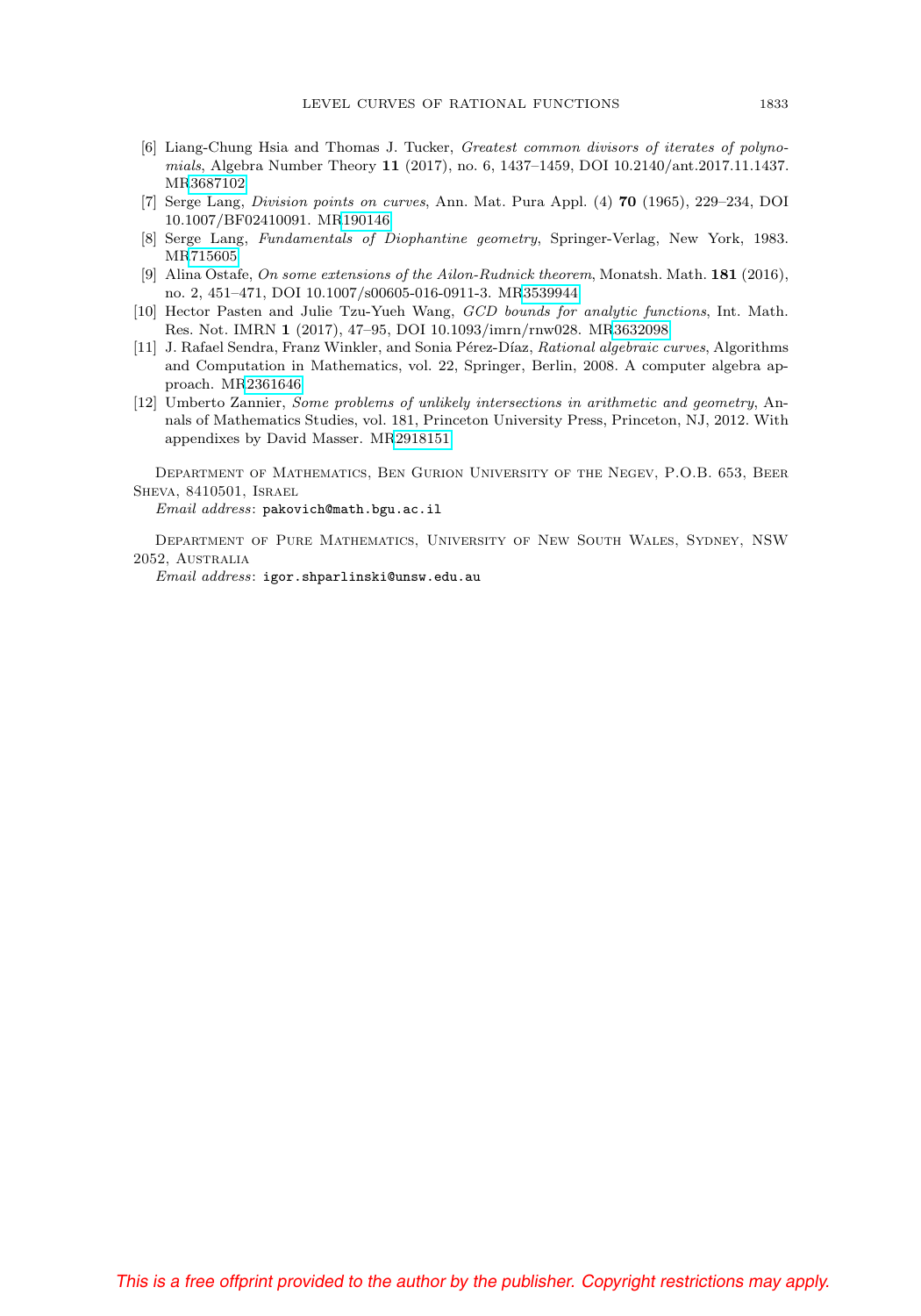[6] Liang-Chung Hsia and Thomas J. Tucker, *Greatest common divisors of iterates of polynomials*, Algebra Number Theory **11** (2017), no. 6, 1437–1459, DOI 10.2140/ant.2017.11.1437. MR3687102

[7] Serge Lang, *Division points on curves*, Ann. Mat. Pura Appl. (4) **70** (1965), 229–234, DOI 10.1007/BF02410091. MR190146

[8] Serge Lang, *Fundamentals of Diophantine geometry*, Springer-Verlag, New York, 1983. MR715605

[9] Alina Ostafe, *On some extensions of the Ailon-Rudnick theorem*, Monatsh. Math. **181** (2016), no. 2, 451–471, DOI 10.1007/s00605-016-0911-3. MR3539944

[10] Hector Pasten and Julie Tzu-Yueh Wang, *GCD bounds for analytic functions*, Int. Math. Res. Not. IMRN **1** (2017), 47–95, DOI 10.1093/imrn/rnw028. MR3632098

[11] J. Rafael Sendra, Franz Winkler, and Sonia Pérez-Díaz, *Rational algebraic curves*, Algorithms and Computation in Mathematics, vol. 22, Springer, Berlin, 2008. A computer algebra approach. MR2361646

[12] Umberto Zannier, *Some problems of unlikely intersections in arithmetic and geometry*, Annals of Mathematics Studies, vol. 181, Princeton University Press, Princeton, NJ, 2012. With appendixes by David Masser. MR2918151

Department of Mathematics, Ben Gurion University of the Negev, P.O.B. 653, Beer Sheva, 8410501, Israel

*Email address*: pakovich@math.bgu.ac.il

Department of Pure Mathematics, University of New South Wales, Sydney, NSW 2052, Australia

*Email address*: igor.shparlinski@unsw.edu.au

This is a free offprint provided to the author by the publisher. Copyright restrictions may apply.